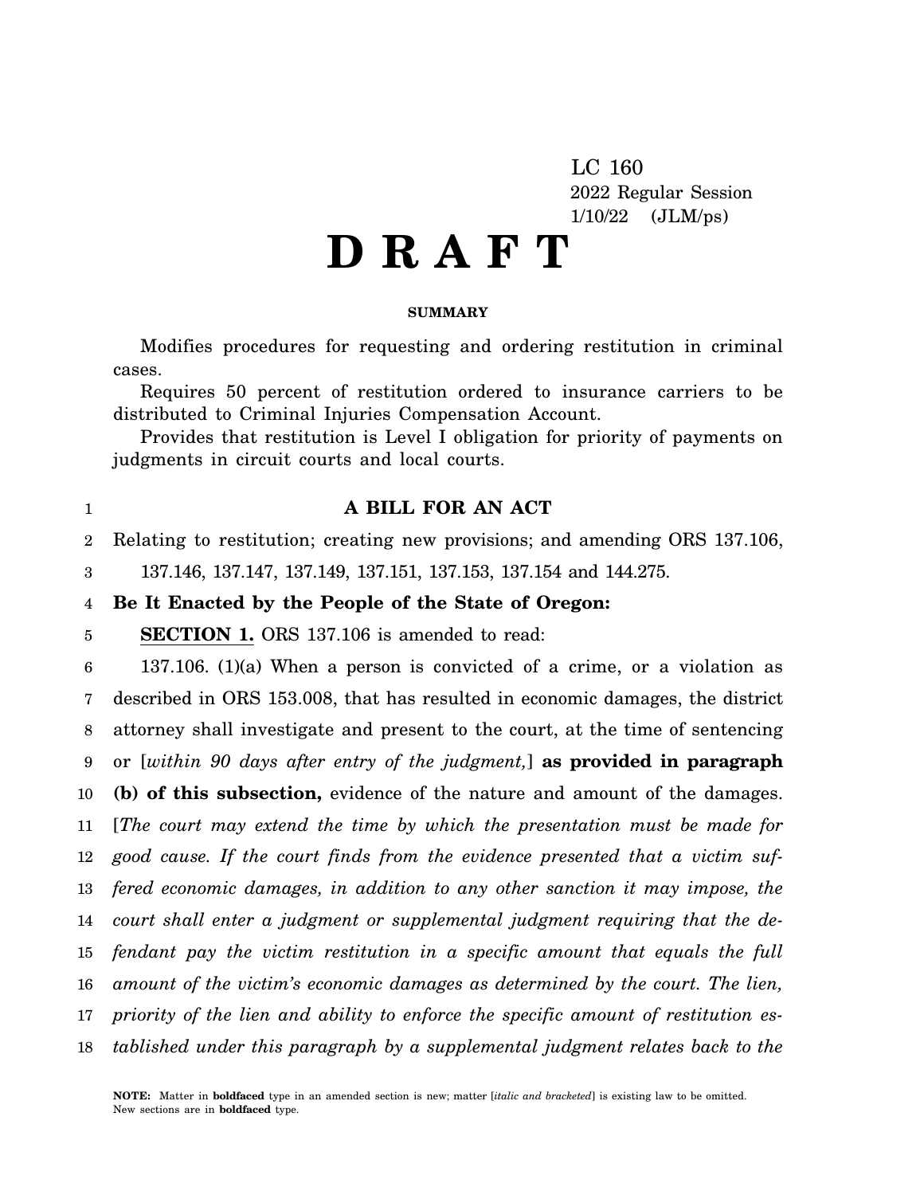LC 160
2022 Regular Session
1/10/22 (JLM/ps)

# D R A F T

**SUMMARY**

Modifies procedures for requesting and ordering restitution in criminal cases.

Requires 50 percent of restitution ordered to insurance carriers to be distributed to Criminal Injuries Compensation Account.

Provides that restitution is Level I obligation for priority of payments on judgments in circuit courts and local courts.

**A BILL FOR AN ACT**

Relating to restitution; creating new provisions; and amending ORS 137.106, 137.146, 137.147, 137.149, 137.151, 137.153, 137.154 and 144.275.

**Be It Enacted by the People of the State of Oregon:**

**SECTION 1.** ORS 137.106 is amended to read:

137.106. (1)(a) When a person is convicted of a crime, or a violation as described in ORS 153.008, that has resulted in economic damages, the district attorney shall investigate and present to the court, at the time of sentencing or [*within 90 days after entry of the judgment,*] **as provided in paragraph (b) of this subsection,** evidence of the nature and amount of the damages. [*The court may extend the time by which the presentation must be made for good cause. If the court finds from the evidence presented that a victim suffered economic damages, in addition to any other sanction it may impose, the court shall enter a judgment or supplemental judgment requiring that the defendant pay the victim restitution in a specific amount that equals the full amount of the victim's economic damages as determined by the court. The lien, priority of the lien and ability to enforce the specific amount of restitution established under this paragraph by a supplemental judgment relates back to the*

**NOTE:** Matter in **boldfaced** type in an amended section is new; matter [*italic and bracketed*] is existing law to be omitted. New sections are in **boldfaced** type.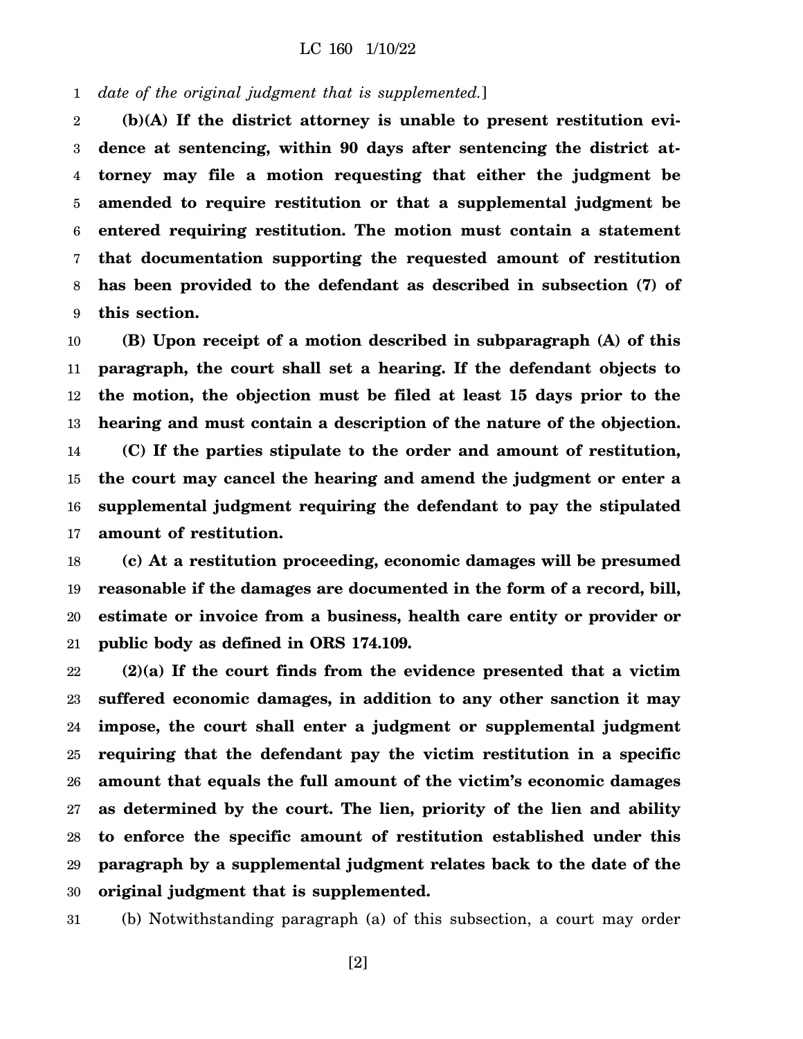*date of the original judgment that is supplemented.*]

**(b)(A) If the district attorney is unable to present restitution evidence at sentencing, within 90 days after sentencing the district attorney may file a motion requesting that either the judgment be amended to require restitution or that a supplemental judgment be entered requiring restitution. The motion must contain a statement that documentation supporting the requested amount of restitution has been provided to the defendant as described in subsection (7) of this section.**

**(B) Upon receipt of a motion described in subparagraph (A) of this paragraph, the court shall set a hearing. If the defendant objects to the motion, the objection must be filed at least 15 days prior to the hearing and must contain a description of the nature of the objection.**

**(C) If the parties stipulate to the order and amount of restitution, the court may cancel the hearing and amend the judgment or enter a supplemental judgment requiring the defendant to pay the stipulated amount of restitution.**

**(c) At a restitution proceeding, economic damages will be presumed reasonable if the damages are documented in the form of a record, bill, estimate or invoice from a business, health care entity or provider or public body as defined in ORS 174.109.**

**(2)(a) If the court finds from the evidence presented that a victim suffered economic damages, in addition to any other sanction it may impose, the court shall enter a judgment or supplemental judgment requiring that the defendant pay the victim restitution in a specific amount that equals the full amount of the victim's economic damages as determined by the court. The lien, priority of the lien and ability to enforce the specific amount of restitution established under this paragraph by a supplemental judgment relates back to the date of the original judgment that is supplemented.**

(b) Notwithstanding paragraph (a) of this subsection, a court may order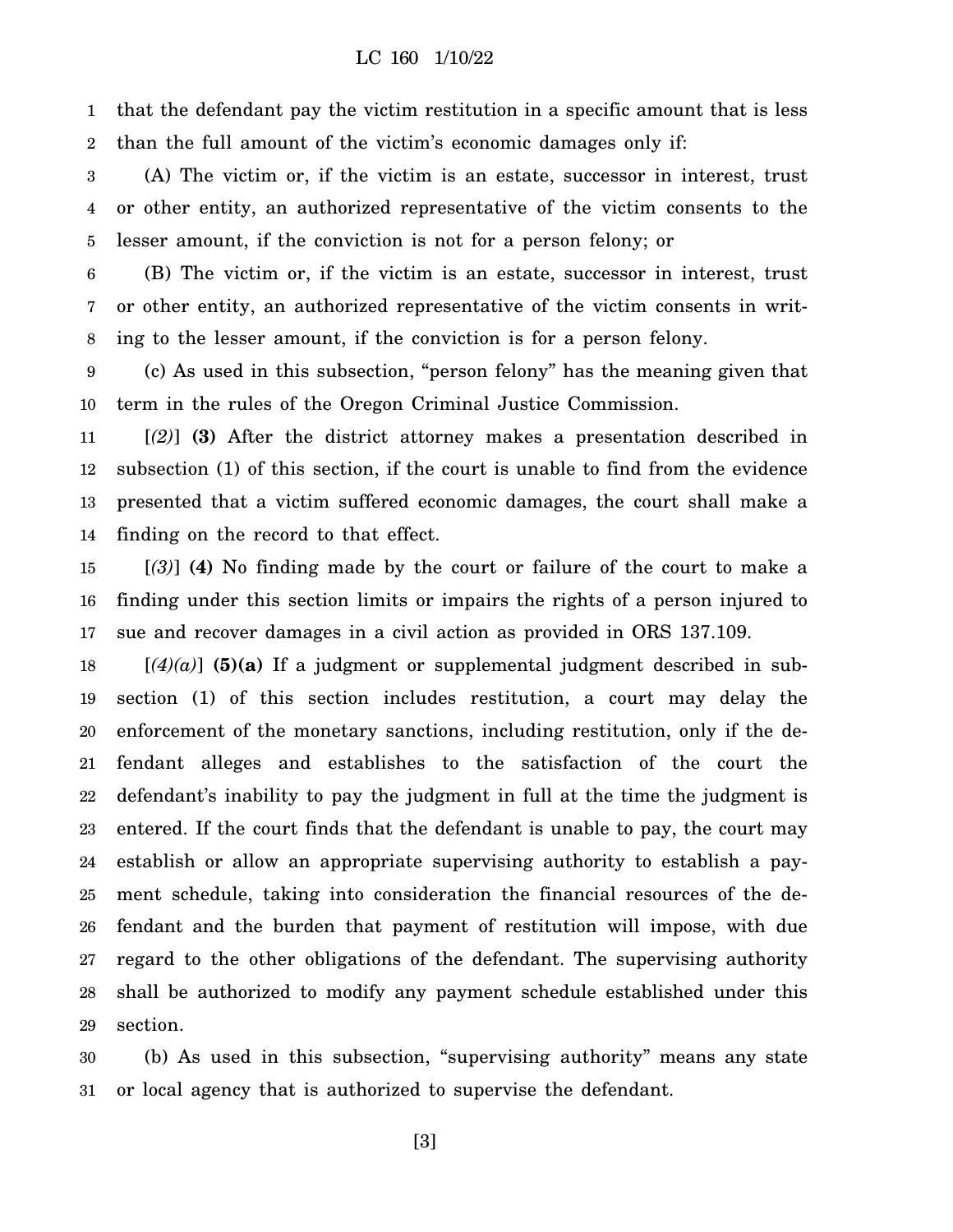that the defendant pay the victim restitution in a specific amount that is less than the full amount of the victim's economic damages only if:

(A) The victim or, if the victim is an estate, successor in interest, trust or other entity, an authorized representative of the victim consents to the lesser amount, if the conviction is not for a person felony; or

(B) The victim or, if the victim is an estate, successor in interest, trust or other entity, an authorized representative of the victim consents in writing to the lesser amount, if the conviction is for a person felony.

(c) As used in this subsection, "person felony" has the meaning given that term in the rules of the Oregon Criminal Justice Commission.

[*(2)*] **(3)** After the district attorney makes a presentation described in subsection (1) of this section, if the court is unable to find from the evidence presented that a victim suffered economic damages, the court shall make a finding on the record to that effect.

[*(3)*] **(4)** No finding made by the court or failure of the court to make a finding under this section limits or impairs the rights of a person injured to sue and recover damages in a civil action as provided in ORS 137.109.

[*(4)(a)*] **(5)(a)** If a judgment or supplemental judgment described in subsection (1) of this section includes restitution, a court may delay the enforcement of the monetary sanctions, including restitution, only if the defendant alleges and establishes to the satisfaction of the court the defendant's inability to pay the judgment in full at the time the judgment is entered. If the court finds that the defendant is unable to pay, the court may establish or allow an appropriate supervising authority to establish a payment schedule, taking into consideration the financial resources of the defendant and the burden that payment of restitution will impose, with due regard to the other obligations of the defendant. The supervising authority shall be authorized to modify any payment schedule established under this section.

(b) As used in this subsection, "supervising authority" means any state or local agency that is authorized to supervise the defendant.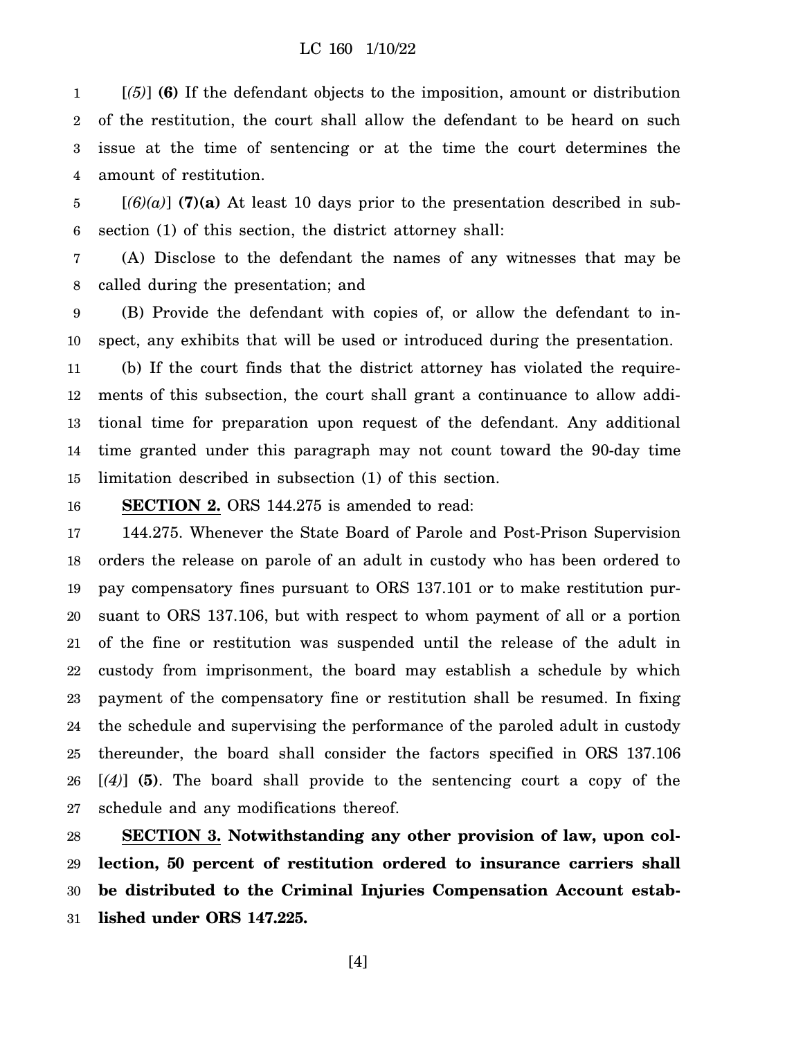[*(5)*] **(6)** If the defendant objects to the imposition, amount or distribution of the restitution, the court shall allow the defendant to be heard on such issue at the time of sentencing or at the time the court determines the amount of restitution.

[*(6)(a)*] **(7)(a)** At least 10 days prior to the presentation described in subsection (1) of this section, the district attorney shall:

(A) Disclose to the defendant the names of any witnesses that may be called during the presentation; and

(B) Provide the defendant with copies of, or allow the defendant to inspect, any exhibits that will be used or introduced during the presentation.

(b) If the court finds that the district attorney has violated the requirements of this subsection, the court shall grant a continuance to allow additional time for preparation upon request of the defendant. Any additional time granted under this paragraph may not count toward the 90-day time limitation described in subsection (1) of this section.

**SECTION 2.** ORS 144.275 is amended to read:

144.275. Whenever the State Board of Parole and Post-Prison Supervision orders the release on parole of an adult in custody who has been ordered to pay compensatory fines pursuant to ORS 137.101 or to make restitution pursuant to ORS 137.106, but with respect to whom payment of all or a portion of the fine or restitution was suspended until the release of the adult in custody from imprisonment, the board may establish a schedule by which payment of the compensatory fine or restitution shall be resumed. In fixing the schedule and supervising the performance of the paroled adult in custody thereunder, the board shall consider the factors specified in ORS 137.106 [*(4)*] **(5)**. The board shall provide to the sentencing court a copy of the schedule and any modifications thereof.

**SECTION 3. Notwithstanding any other provision of law, upon collection, 50 percent of restitution ordered to insurance carriers shall be distributed to the Criminal Injuries Compensation Account established under ORS 147.225.**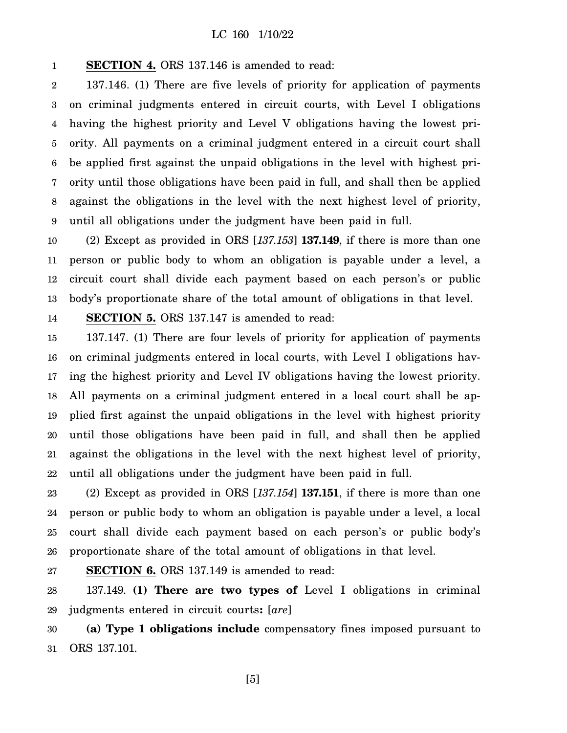**SECTION 4.** ORS 137.146 is amended to read:

137.146. (1) There are five levels of priority for application of payments on criminal judgments entered in circuit courts, with Level I obligations having the highest priority and Level V obligations having the lowest priority. All payments on a criminal judgment entered in a circuit court shall be applied first against the unpaid obligations in the level with highest priority until those obligations have been paid in full, and shall then be applied against the obligations in the level with the next highest level of priority, until all obligations under the judgment have been paid in full.

(2) Except as provided in ORS [*137.153*] **137.149**, if there is more than one person or public body to whom an obligation is payable under a level, a circuit court shall divide each payment based on each person's or public body's proportionate share of the total amount of obligations in that level.

**SECTION 5.** ORS 137.147 is amended to read:

137.147. (1) There are four levels of priority for application of payments on criminal judgments entered in local courts, with Level I obligations having the highest priority and Level IV obligations having the lowest priority. All payments on a criminal judgment entered in a local court shall be applied first against the unpaid obligations in the level with highest priority until those obligations have been paid in full, and shall then be applied against the obligations in the level with the next highest level of priority, until all obligations under the judgment have been paid in full.

(2) Except as provided in ORS [*137.154*] **137.151**, if there is more than one person or public body to whom an obligation is payable under a level, a local court shall divide each payment based on each person's or public body's proportionate share of the total amount of obligations in that level.

**SECTION 6.** ORS 137.149 is amended to read:

137.149. **(1) There are two types of** Level I obligations in criminal judgments entered in circuit courts**:** [*are*]

**(a) Type 1 obligations include** compensatory fines imposed pursuant to ORS 137.101.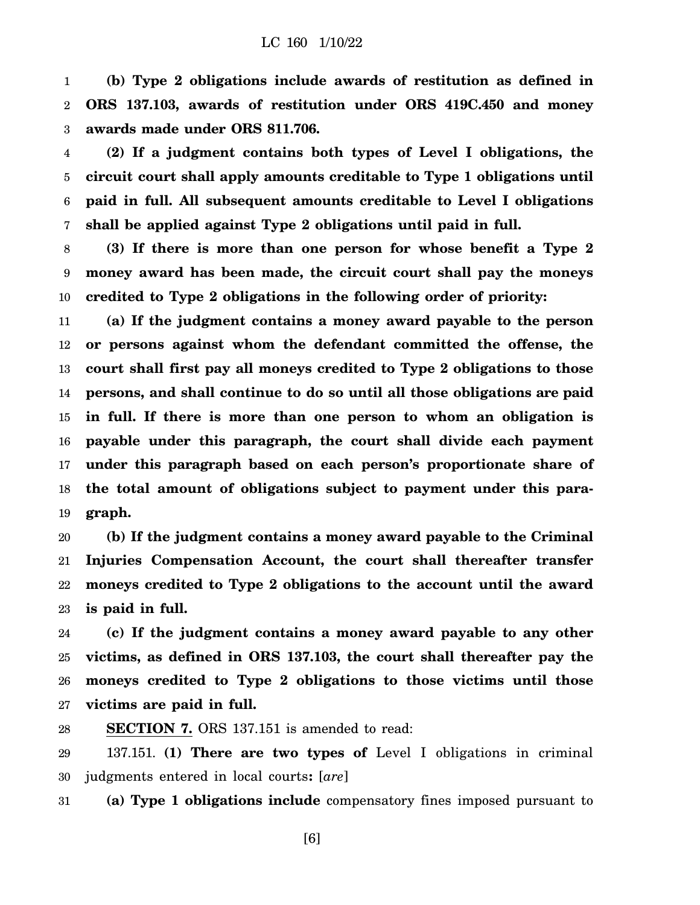**(b) Type 2 obligations include awards of restitution as defined in ORS 137.103, awards of restitution under ORS 419C.450 and money awards made under ORS 811.706.**

**(2) If a judgment contains both types of Level I obligations, the circuit court shall apply amounts creditable to Type 1 obligations until paid in full. All subsequent amounts creditable to Level I obligations shall be applied against Type 2 obligations until paid in full.**

**(3) If there is more than one person for whose benefit a Type 2 money award has been made, the circuit court shall pay the moneys credited to Type 2 obligations in the following order of priority:**

**(a) If the judgment contains a money award payable to the person or persons against whom the defendant committed the offense, the court shall first pay all moneys credited to Type 2 obligations to those persons, and shall continue to do so until all those obligations are paid in full. If there is more than one person to whom an obligation is payable under this paragraph, the court shall divide each payment under this paragraph based on each person's proportionate share of the total amount of obligations subject to payment under this paragraph.**

**(b) If the judgment contains a money award payable to the Criminal Injuries Compensation Account, the court shall thereafter transfer moneys credited to Type 2 obligations to the account until the award is paid in full.**

**(c) If the judgment contains a money award payable to any other victims, as defined in ORS 137.103, the court shall thereafter pay the moneys credited to Type 2 obligations to those victims until those victims are paid in full.**

**SECTION 7.** ORS 137.151 is amended to read:

137.151. **(1) There are two types of** Level I obligations in criminal judgments entered in local courts**:** [*are*]

**(a) Type 1 obligations include** compensatory fines imposed pursuant to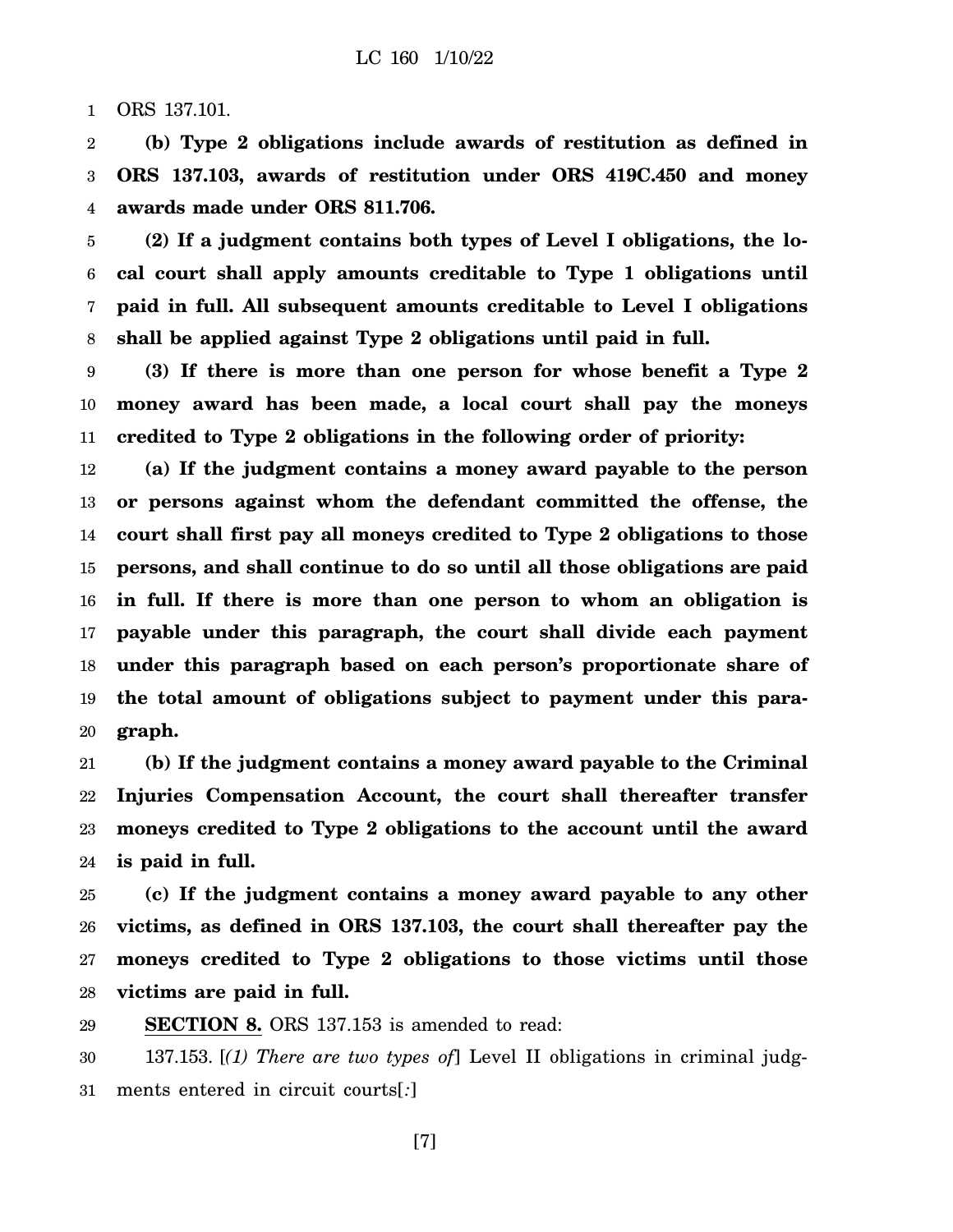ORS 137.101.

**(b) Type 2 obligations include awards of restitution as defined in ORS 137.103, awards of restitution under ORS 419C.450 and money awards made under ORS 811.706.**

**(2) If a judgment contains both types of Level I obligations, the local court shall apply amounts creditable to Type 1 obligations until paid in full. All subsequent amounts creditable to Level I obligations shall be applied against Type 2 obligations until paid in full.**

**(3) If there is more than one person for whose benefit a Type 2 money award has been made, a local court shall pay the moneys credited to Type 2 obligations in the following order of priority:**

**(a) If the judgment contains a money award payable to the person or persons against whom the defendant committed the offense, the court shall first pay all moneys credited to Type 2 obligations to those persons, and shall continue to do so until all those obligations are paid in full. If there is more than one person to whom an obligation is payable under this paragraph, the court shall divide each payment under this paragraph based on each person's proportionate share of the total amount of obligations subject to payment under this paragraph.**

**(b) If the judgment contains a money award payable to the Criminal Injuries Compensation Account, the court shall thereafter transfer moneys credited to Type 2 obligations to the account until the award is paid in full.**

**(c) If the judgment contains a money award payable to any other victims, as defined in ORS 137.103, the court shall thereafter pay the moneys credited to Type 2 obligations to those victims until those victims are paid in full.**

**SECTION 8.** ORS 137.153 is amended to read:

137.153. [*(1) There are two types of*] Level II obligations in criminal judgments entered in circuit courts[*:*]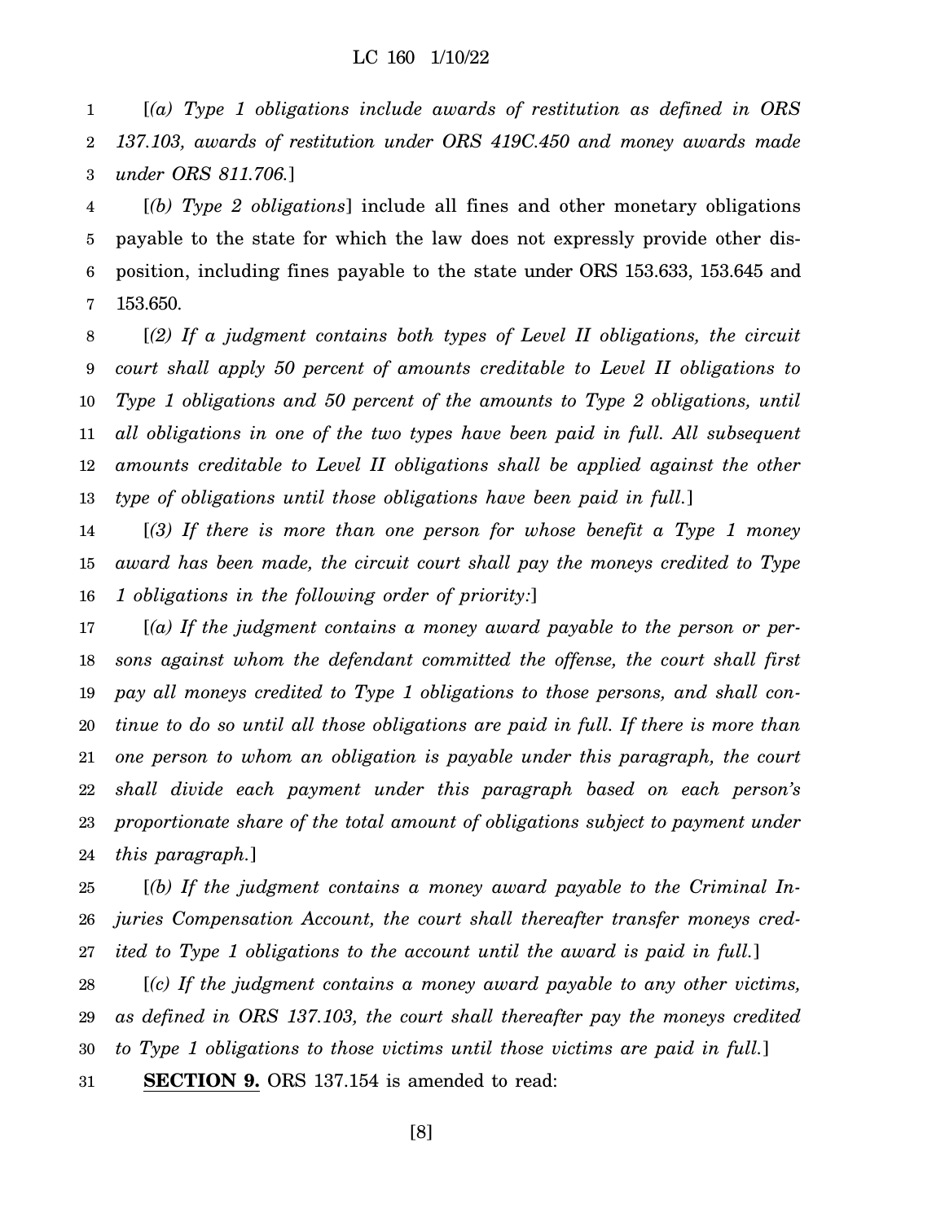[*(a) Type 1 obligations include awards of restitution as defined in ORS 137.103, awards of restitution under ORS 419C.450 and money awards made under ORS 811.706.*]

[*(b) Type 2 obligations*] include all fines and other monetary obligations payable to the state for which the law does not expressly provide other disposition, including fines payable to the state under ORS 153.633, 153.645 and 153.650.

[*(2) If a judgment contains both types of Level II obligations, the circuit court shall apply 50 percent of amounts creditable to Level II obligations to Type 1 obligations and 50 percent of the amounts to Type 2 obligations, until all obligations in one of the two types have been paid in full. All subsequent amounts creditable to Level II obligations shall be applied against the other type of obligations until those obligations have been paid in full.*]

[*(3) If there is more than one person for whose benefit a Type 1 money award has been made, the circuit court shall pay the moneys credited to Type 1 obligations in the following order of priority:*]

[*(a) If the judgment contains a money award payable to the person or persons against whom the defendant committed the offense, the court shall first pay all moneys credited to Type 1 obligations to those persons, and shall continue to do so until all those obligations are paid in full. If there is more than one person to whom an obligation is payable under this paragraph, the court shall divide each payment under this paragraph based on each person's proportionate share of the total amount of obligations subject to payment under this paragraph.*]

[*(b) If the judgment contains a money award payable to the Criminal Injuries Compensation Account, the court shall thereafter transfer moneys credited to Type 1 obligations to the account until the award is paid in full.*]

[*(c) If the judgment contains a money award payable to any other victims, as defined in ORS 137.103, the court shall thereafter pay the moneys credited to Type 1 obligations to those victims until those victims are paid in full.*]

**SECTION 9.** ORS 137.154 is amended to read: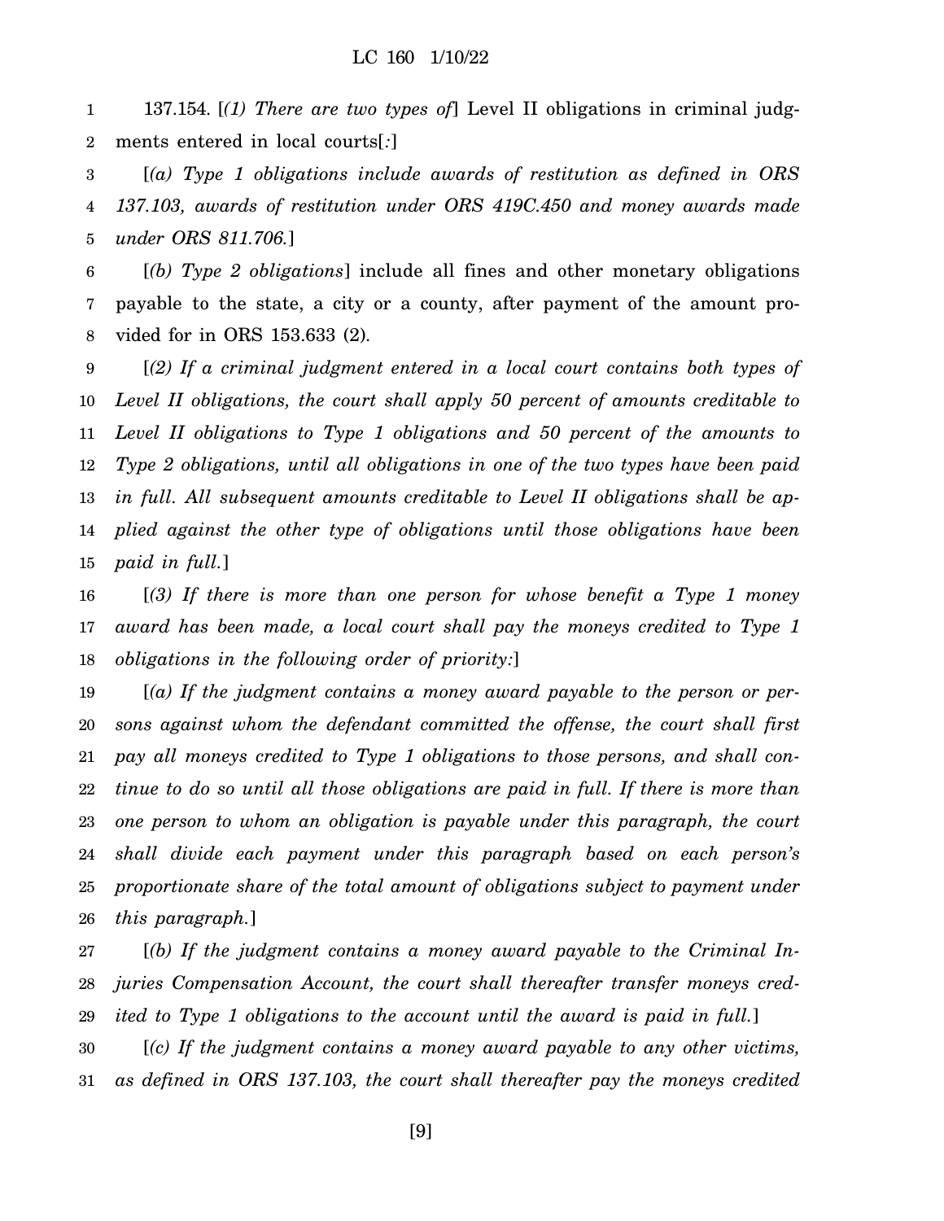137.154. [*(1) There are two types of*] Level II obligations in criminal judgments entered in local courts[*:*]

[*(a) Type 1 obligations include awards of restitution as defined in ORS 137.103, awards of restitution under ORS 419C.450 and money awards made under ORS 811.706.*]

[*(b) Type 2 obligations*] include all fines and other monetary obligations payable to the state, a city or a county, after payment of the amount provided for in ORS 153.633 (2).

[*(2) If a criminal judgment entered in a local court contains both types of Level II obligations, the court shall apply 50 percent of amounts creditable to Level II obligations to Type 1 obligations and 50 percent of the amounts to Type 2 obligations, until all obligations in one of the two types have been paid in full. All subsequent amounts creditable to Level II obligations shall be applied against the other type of obligations until those obligations have been paid in full.*]

[*(3) If there is more than one person for whose benefit a Type 1 money award has been made, a local court shall pay the moneys credited to Type 1 obligations in the following order of priority:*]

[*(a) If the judgment contains a money award payable to the person or persons against whom the defendant committed the offense, the court shall first pay all moneys credited to Type 1 obligations to those persons, and shall continue to do so until all those obligations are paid in full. If there is more than one person to whom an obligation is payable under this paragraph, the court shall divide each payment under this paragraph based on each person's proportionate share of the total amount of obligations subject to payment under this paragraph.*]

[*(b) If the judgment contains a money award payable to the Criminal Injuries Compensation Account, the court shall thereafter transfer moneys credited to Type 1 obligations to the account until the award is paid in full.*]

[*(c) If the judgment contains a money award payable to any other victims, as defined in ORS 137.103, the court shall thereafter pay the moneys credited*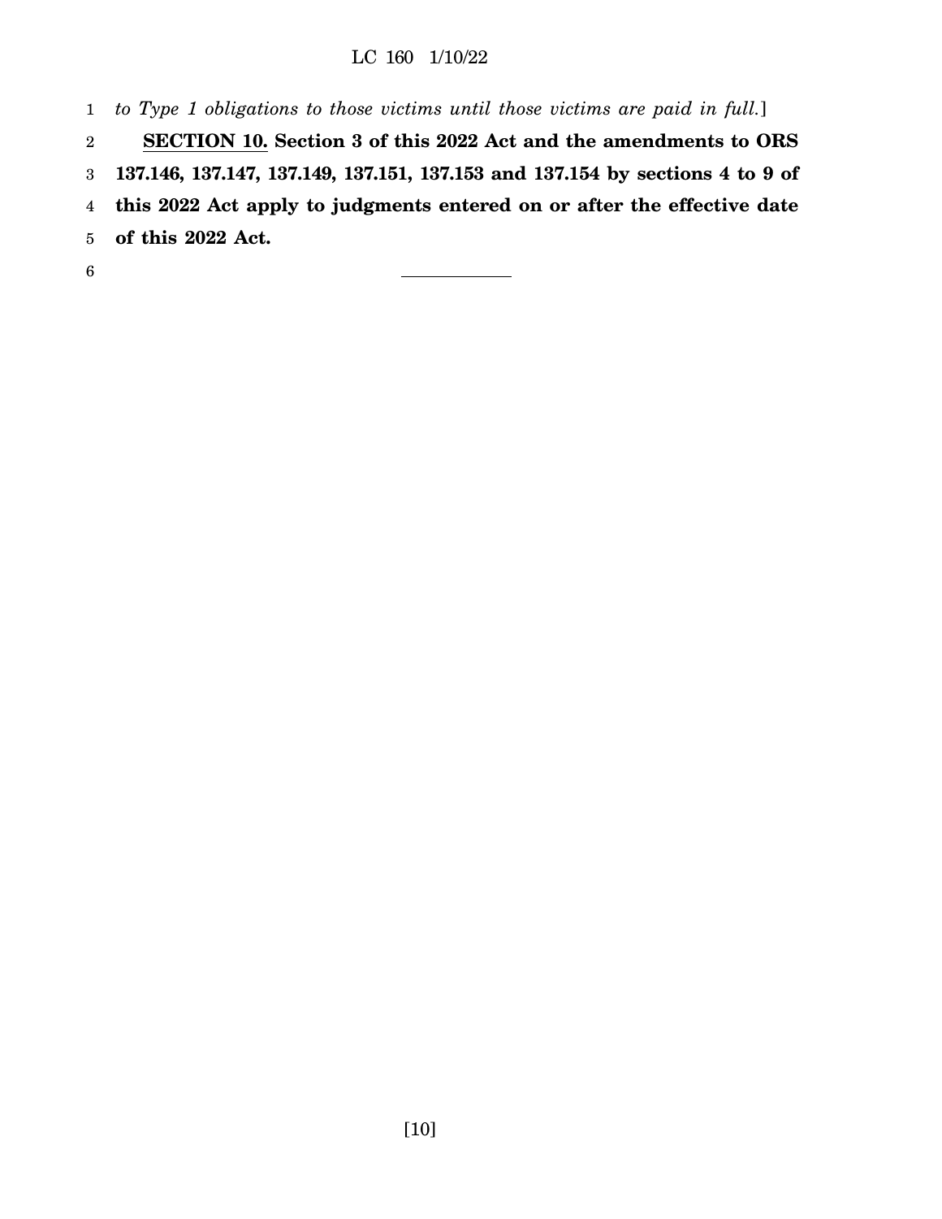*to Type 1 obligations to those victims until those victims are paid in full.*]

**SECTION 10. Section 3 of this 2022 Act and the amendments to ORS 137.146, 137.147, 137.149, 137.151, 137.153 and 137.154 by sections 4 to 9 of this 2022 Act apply to judgments entered on or after the effective date of this 2022 Act.**